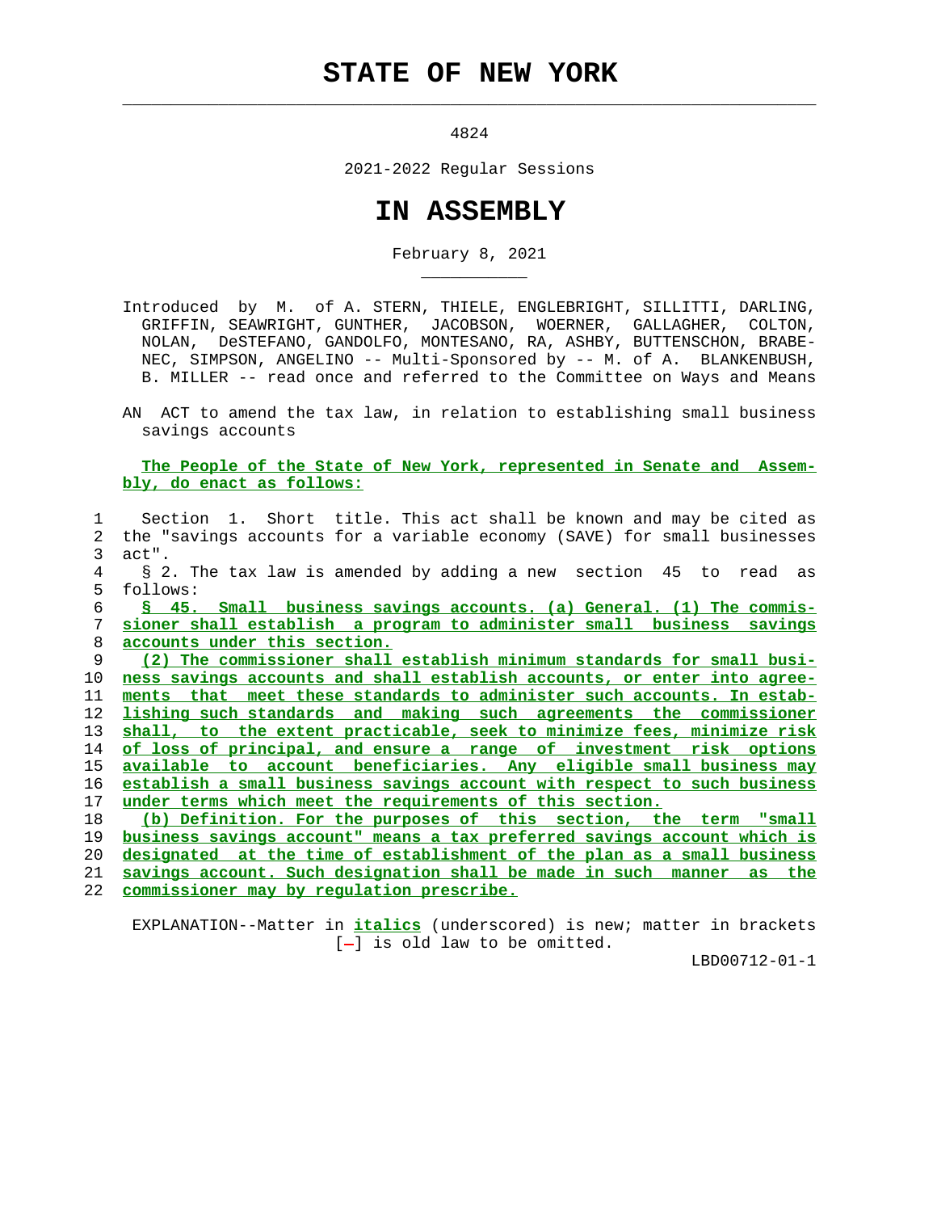# STATE OF NEW YORK

4824

2021-2022 Regular Sessions

# IN ASSEMBLY

February 8, 2021

Introduced by M. of A. STERN, THIELE, ENGLEBRIGHT, SILLITTI, DARLING, GRIFFIN, SEAWRIGHT, GUNTHER, JACOBSON, WOERNER, GALLAGHER, COLTON, NOLAN, DeSTEFANO, GANDOLFO, MONTESANO, RA, ASHBY, BUTTENSCHON, BRABENEC, SIMPSON, ANGELINO -- Multi-Sponsored by -- M. of A. BLANKENBUSH, B. MILLER -- read once and referred to the Committee on Ways and Means

AN ACT to amend the tax law, in relation to establishing small business savings accounts

**The People of the State of New York, represented in Senate and Assembly, do enact as follows:**

Section 1. Short title. This act shall be known and may be cited as the "savings accounts for a variable economy (SAVE) for small businesses act".

§ 2. The tax law is amended by adding a new section 45 to read as follows:

*§ 45. Small business savings accounts. (a) General. (1) The commissioner shall establish a program to administer small business savings accounts under this section.*

*(2) The commissioner shall establish minimum standards for small business savings accounts and shall establish accounts, or enter into agreements that meet these standards to administer such accounts. In establishing such standards and making such agreements the commissioner shall, to the extent practicable, seek to minimize fees, minimize risk of loss of principal, and ensure a range of investment risk options available to account beneficiaries. Any eligible small business may establish a small business savings account with respect to such business under terms which meet the requirements of this section.*

*(b) Definition. For the purposes of this section, the term "small business savings account" means a tax preferred savings account which is designated at the time of establishment of the plan as a small business savings account. Such designation shall be made in such manner as the commissioner may by regulation prescribe.*

EXPLANATION--Matter in *italics* (underscored) is new; matter in brackets [-] is old law to be omitted.

LBD00712-01-1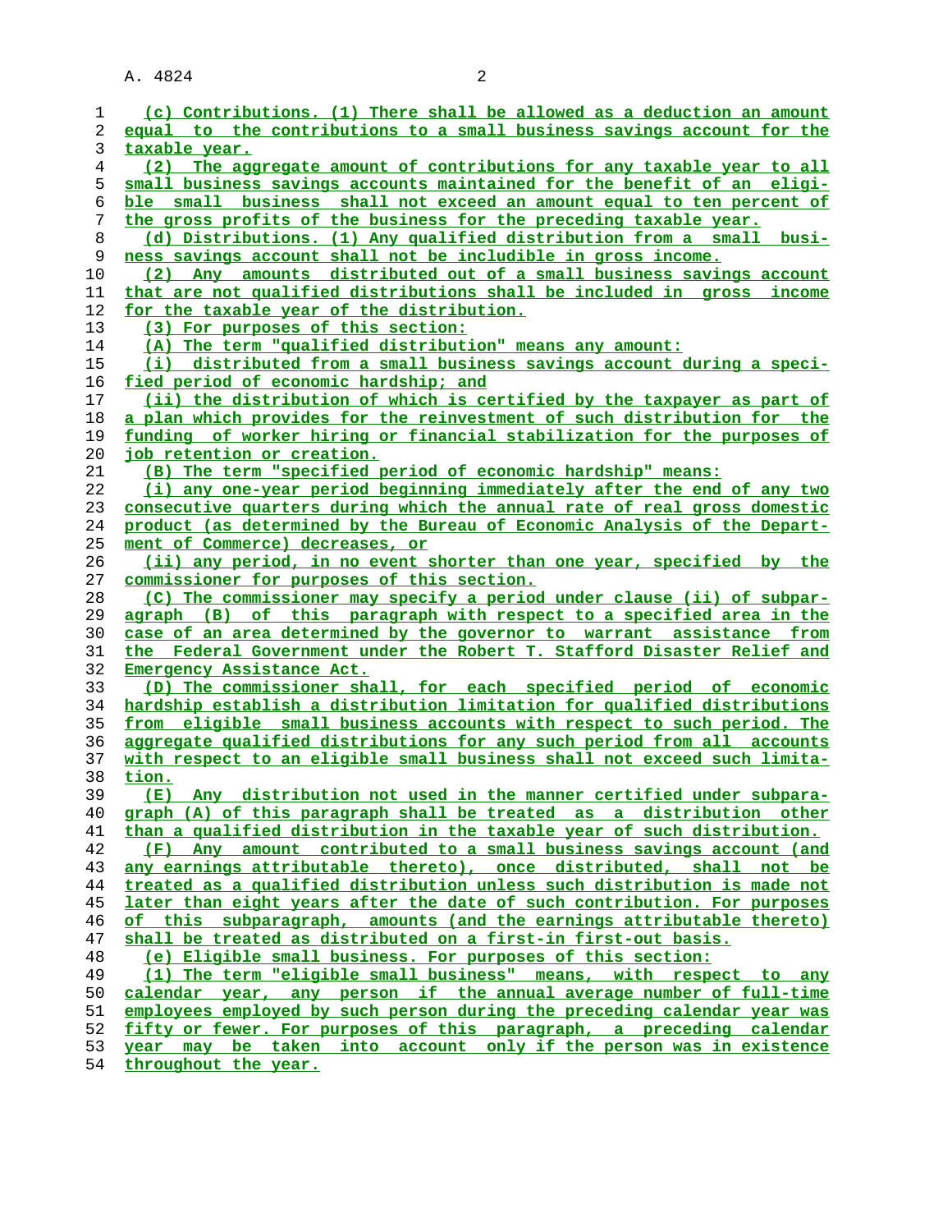(c) Contributions. (1) There shall be allowed as a deduction an amount equal to the contributions to a small business savings account for the taxable year.

(2) The aggregate amount of contributions for any taxable year to all small business savings accounts maintained for the benefit of an eligible small business shall not exceed an amount equal to ten percent of the gross profits of the business for the preceding taxable year.

(d) Distributions. (1) Any qualified distribution from a small business savings account shall not be includible in gross income.

(2) Any amounts distributed out of a small business savings account that are not qualified distributions shall be included in gross income for the taxable year of the distribution.

(3) For purposes of this section:

(A) The term "qualified distribution" means any amount:

(i) distributed from a small business savings account during a specified period of economic hardship; and

(ii) the distribution of which is certified by the taxpayer as part of a plan which provides for the reinvestment of such distribution for the funding of worker hiring or financial stabilization for the purposes of job retention or creation.

(B) The term "specified period of economic hardship" means:

(i) any one-year period beginning immediately after the end of any two consecutive quarters during which the annual rate of real gross domestic product (as determined by the Bureau of Economic Analysis of the Department of Commerce) decreases, or

(ii) any period, in no event shorter than one year, specified by the commissioner for purposes of this section.

(C) The commissioner may specify a period under clause (ii) of subparagraph (B) of this paragraph with respect to a specified area in the case of an area determined by the governor to warrant assistance from the Federal Government under the Robert T. Stafford Disaster Relief and Emergency Assistance Act.

(D) The commissioner shall, for each specified period of economic hardship establish a distribution limitation for qualified distributions from eligible small business accounts with respect to such period. The aggregate qualified distributions for any such period from all accounts with respect to an eligible small business shall not exceed such limitation.

(E) Any distribution not used in the manner certified under subparagraph (A) of this paragraph shall be treated as a distribution other than a qualified distribution in the taxable year of such distribution.

(F) Any amount contributed to a small business savings account (and any earnings attributable thereto), once distributed, shall not be treated as a qualified distribution unless such distribution is made not later than eight years after the date of such contribution. For purposes of this subparagraph, amounts (and the earnings attributable thereto) shall be treated as distributed on a first-in first-out basis.

(e) Eligible small business. For purposes of this section:

(1) The term "eligible small business" means, with respect to any calendar year, any person if the annual average number of full-time employees employed by such person during the preceding calendar year was fifty or fewer. For purposes of this paragraph, a preceding calendar year may be taken into account only if the person was in existence throughout the year.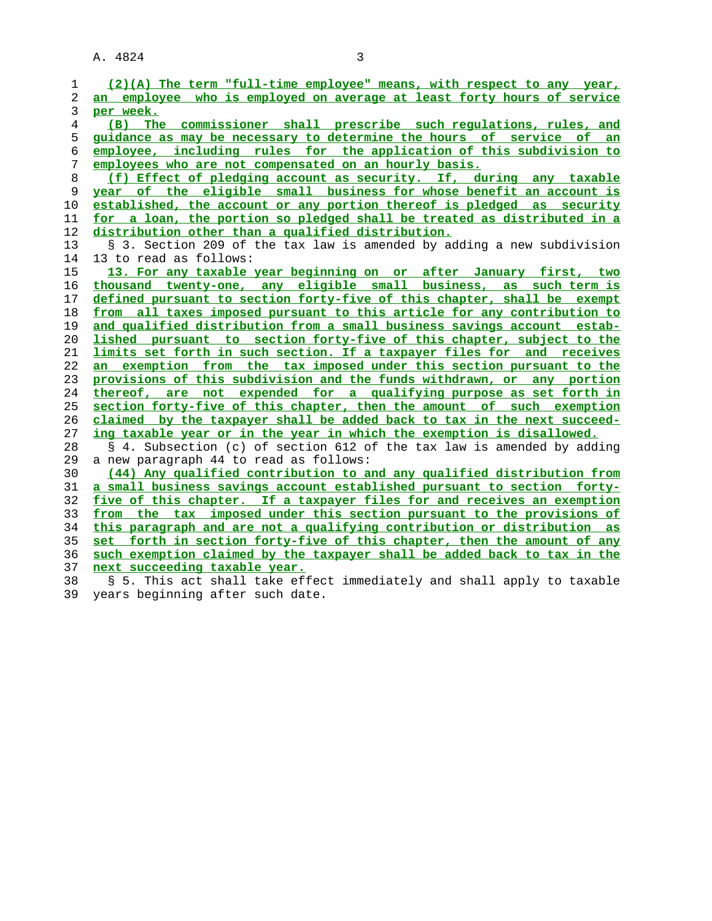(2)(A) The term "full-time employee" means, with respect to any year, an employee who is employed on average at least forty hours of service per week.

(B) The commissioner shall prescribe such regulations, rules, and guidance as may be necessary to determine the hours of service of an employee, including rules for the application of this subdivision to employees who are not compensated on an hourly basis.

(f) Effect of pledging account as security. If, during any taxable year of the eligible small business for whose benefit an account is established, the account or any portion thereof is pledged as security for a loan, the portion so pledged shall be treated as distributed in a distribution other than a qualified distribution.

§ 3. Section 209 of the tax law is amended by adding a new subdivision 13 to read as follows:

13. For any taxable year beginning on or after January first, two thousand twenty-one, any eligible small business, as such term is defined pursuant to section forty-five of this chapter, shall be exempt from all taxes imposed pursuant to this article for any contribution to and qualified distribution from a small business savings account established pursuant to section forty-five of this chapter, subject to the limits set forth in such section. If a taxpayer files for and receives an exemption from the tax imposed under this section pursuant to the provisions of this subdivision and the funds withdrawn, or any portion thereof, are not expended for a qualifying purpose as set forth in section forty-five of this chapter, then the amount of such exemption claimed by the taxpayer shall be added back to tax in the next succeeding taxable year or in the year in which the exemption is disallowed.

§ 4. Subsection (c) of section 612 of the tax law is amended by adding a new paragraph 44 to read as follows:

(44) Any qualified contribution to and any qualified distribution from a small business savings account established pursuant to section forty-five of this chapter. If a taxpayer files for and receives an exemption from the tax imposed under this section pursuant to the provisions of this paragraph and are not a qualifying contribution or distribution as set forth in section forty-five of this chapter, then the amount of any such exemption claimed by the taxpayer shall be added back to tax in the next succeeding taxable year.

§ 5. This act shall take effect immediately and shall apply to taxable years beginning after such date.